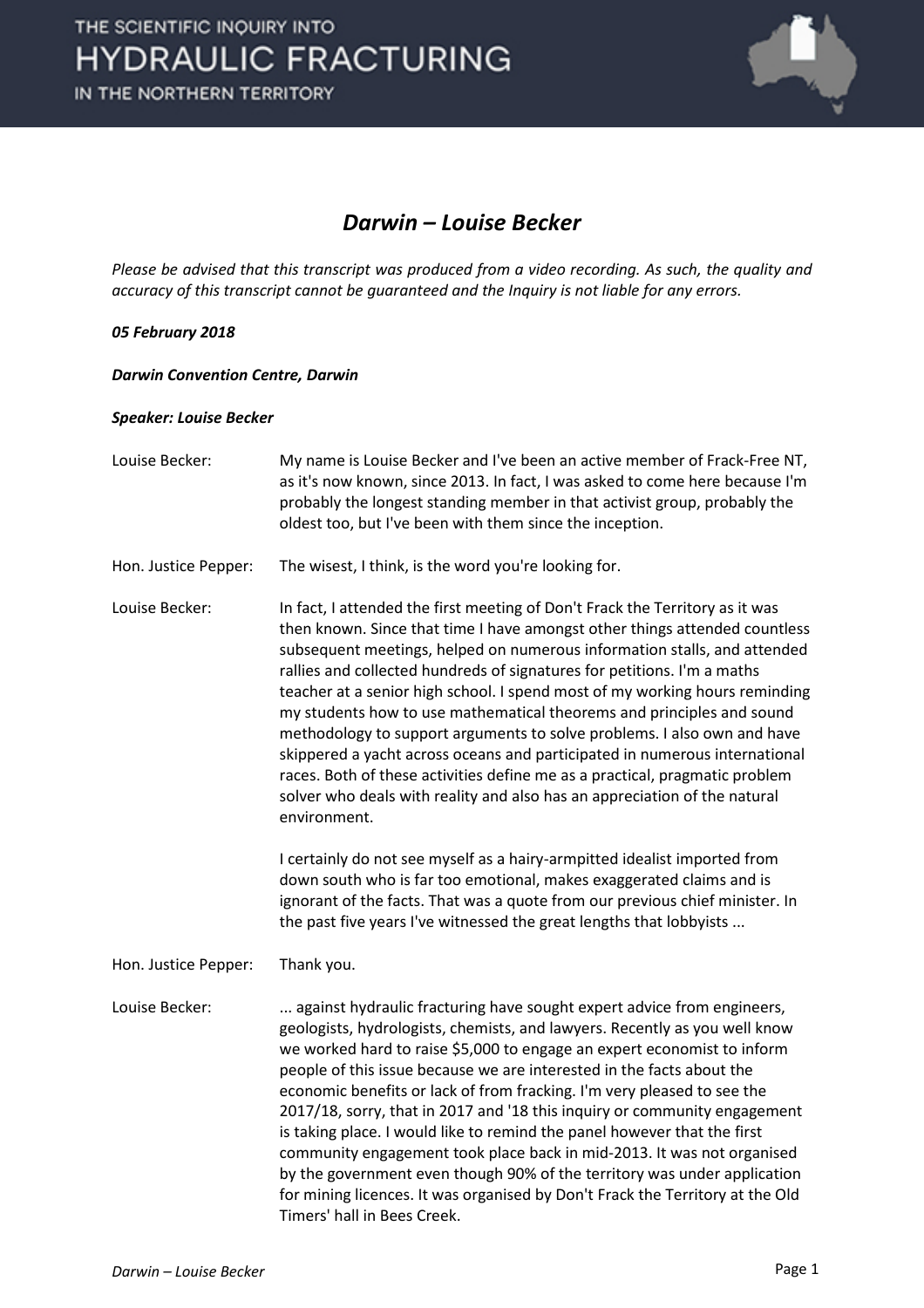# Darwin – Louise Becker

*Please be advised that this transcript was produced from a video recording. As such, the quality and accuracy of this transcript cannot be guaranteed and the Inquiry is not liable for any errors.*

***05 February 2018***

***Darwin Convention Centre, Darwin***

***Speaker: Louise Becker***

Louise Becker: My name is Louise Becker and I've been an active member of Frack-Free NT, as it's now known, since 2013. In fact, I was asked to come here because I'm probably the longest standing member in that activist group, probably the oldest too, but I've been with them since the inception.

Hon. Justice Pepper: The wisest, I think, is the word you're looking for.

Louise Becker: In fact, I attended the first meeting of Don't Frack the Territory as it was then known. Since that time I have amongst other things attended countless subsequent meetings, helped on numerous information stalls, and attended rallies and collected hundreds of signatures for petitions. I'm a maths teacher at a senior high school. I spend most of my working hours reminding my students how to use mathematical theorems and principles and sound methodology to support arguments to solve problems. I also own and have skippered a yacht across oceans and participated in numerous international races. Both of these activities define me as a practical, pragmatic problem solver who deals with reality and also has an appreciation of the natural environment.

I certainly do not see myself as a hairy-armpitted idealist imported from down south who is far too emotional, makes exaggerated claims and is ignorant of the facts. That was a quote from our previous chief minister. In the past five years I've witnessed the great lengths that lobbyists ...

Hon. Justice Pepper: Thank you.

Louise Becker: ... against hydraulic fracturing have sought expert advice from engineers, geologists, hydrologists, chemists, and lawyers. Recently as you well know we worked hard to raise $5,000 to engage an expert economist to inform people of this issue because we are interested in the facts about the economic benefits or lack of from fracking. I'm very pleased to see the 2017/18, sorry, that in 2017 and '18 this inquiry or community engagement is taking place. I would like to remind the panel however that the first community engagement took place back in mid-2013. It was not organised by the government even though 90% of the territory was under application for mining licences. It was organised by Don't Frack the Territory at the Old Timers' hall in Bees Creek.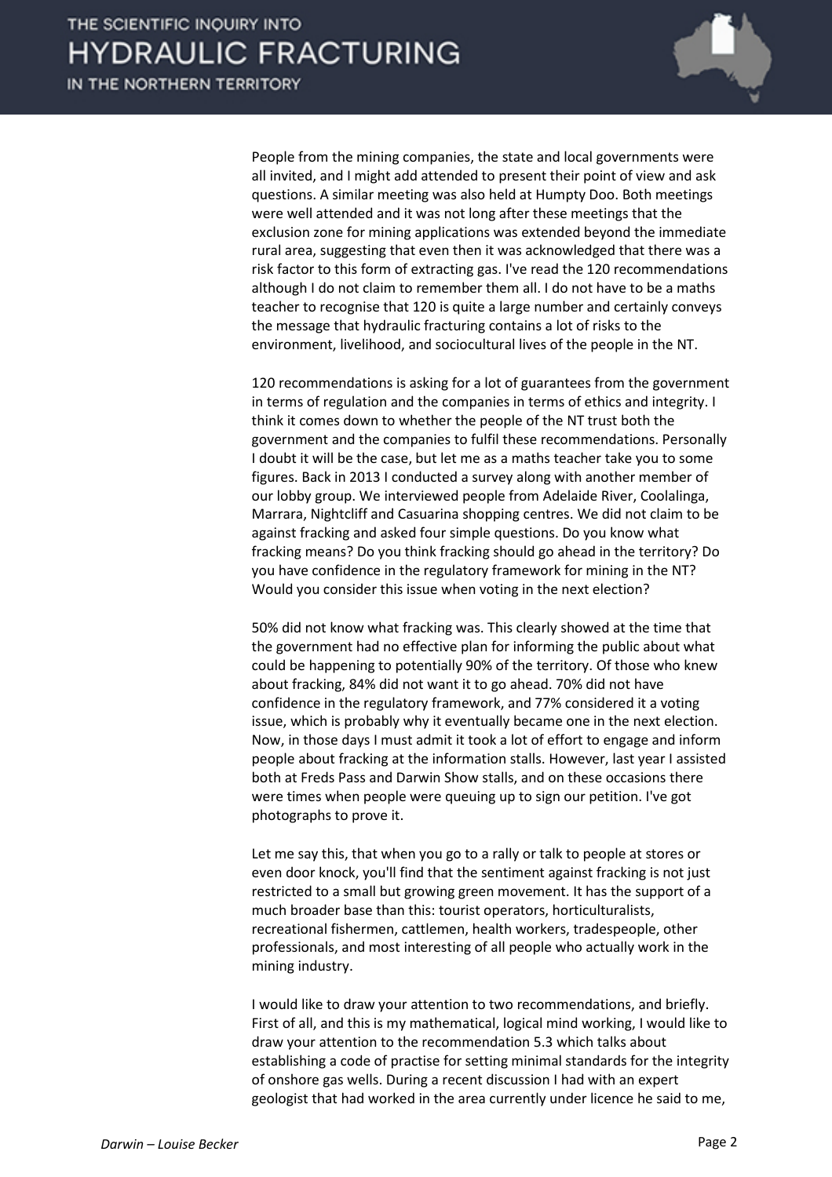People from the mining companies, the state and local governments were all invited, and I might add attended to present their point of view and ask questions. A similar meeting was also held at Humpty Doo. Both meetings were well attended and it was not long after these meetings that the exclusion zone for mining applications was extended beyond the immediate rural area, suggesting that even then it was acknowledged that there was a risk factor to this form of extracting gas. I've read the 120 recommendations although I do not claim to remember them all. I do not have to be a maths teacher to recognise that 120 is quite a large number and certainly conveys the message that hydraulic fracturing contains a lot of risks to the environment, livelihood, and sociocultural lives of the people in the NT.

120 recommendations is asking for a lot of guarantees from the government in terms of regulation and the companies in terms of ethics and integrity. I think it comes down to whether the people of the NT trust both the government and the companies to fulfil these recommendations. Personally I doubt it will be the case, but let me as a maths teacher take you to some figures. Back in 2013 I conducted a survey along with another member of our lobby group. We interviewed people from Adelaide River, Coolalinga, Marrara, Nightcliff and Casuarina shopping centres. We did not claim to be against fracking and asked four simple questions. Do you know what fracking means? Do you think fracking should go ahead in the territory? Do you have confidence in the regulatory framework for mining in the NT? Would you consider this issue when voting in the next election?

50% did not know what fracking was. This clearly showed at the time that the government had no effective plan for informing the public about what could be happening to potentially 90% of the territory. Of those who knew about fracking, 84% did not want it to go ahead. 70% did not have confidence in the regulatory framework, and 77% considered it a voting issue, which is probably why it eventually became one in the next election. Now, in those days I must admit it took a lot of effort to engage and inform people about fracking at the information stalls. However, last year I assisted both at Freds Pass and Darwin Show stalls, and on these occasions there were times when people were queuing up to sign our petition. I've got photographs to prove it.

Let me say this, that when you go to a rally or talk to people at stores or even door knock, you'll find that the sentiment against fracking is not just restricted to a small but growing green movement. It has the support of a much broader base than this: tourist operators, horticulturalists, recreational fishermen, cattlemen, health workers, tradespeople, other professionals, and most interesting of all people who actually work in the mining industry.

I would like to draw your attention to two recommendations, and briefly. First of all, and this is my mathematical, logical mind working, I would like to draw your attention to the recommendation 5.3 which talks about establishing a code of practise for setting minimal standards for the integrity of onshore gas wells. During a recent discussion I had with an expert geologist that had worked in the area currently under licence he said to me,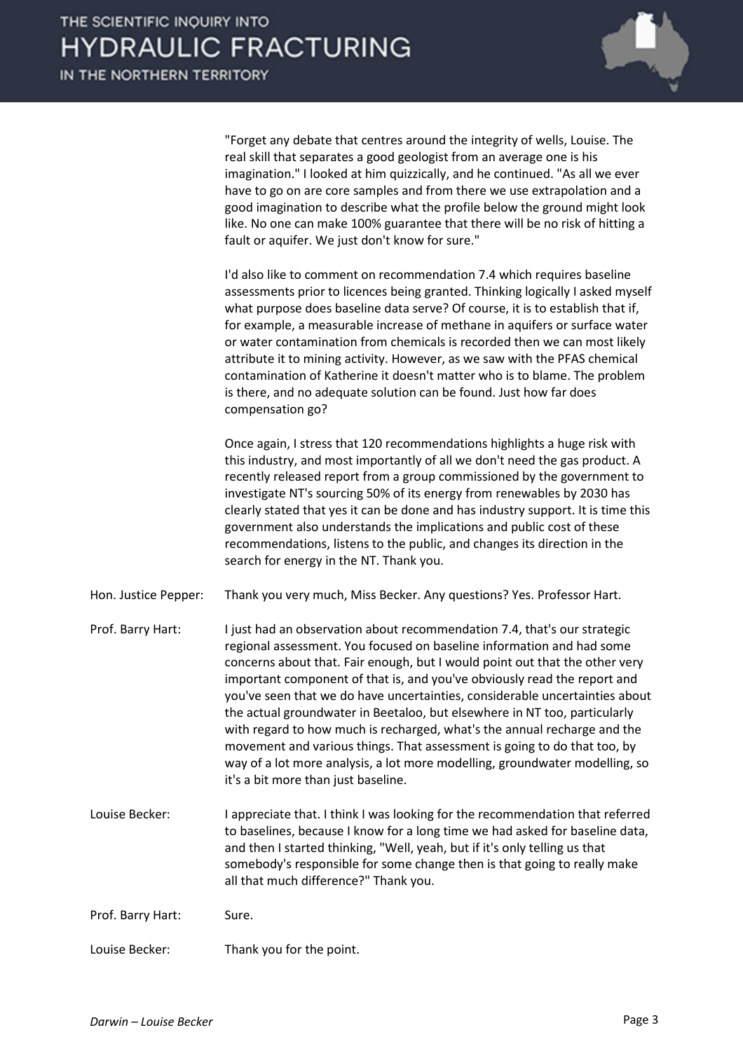"Forget any debate that centres around the integrity of wells, Louise. The real skill that separates a good geologist from an average one is his imagination." I looked at him quizzically, and he continued. "As all we ever have to go on are core samples and from there we use extrapolation and a good imagination to describe what the profile below the ground might look like. No one can make 100% guarantee that there will be no risk of hitting a fault or aquifer. We just don't know for sure."

I'd also like to comment on recommendation 7.4 which requires baseline assessments prior to licences being granted. Thinking logically I asked myself what purpose does baseline data serve? Of course, it is to establish that if, for example, a measurable increase of methane in aquifers or surface water or water contamination from chemicals is recorded then we can most likely attribute it to mining activity. However, as we saw with the PFAS chemical contamination of Katherine it doesn't matter who is to blame. The problem is there, and no adequate solution can be found. Just how far does compensation go?

Once again, I stress that 120 recommendations highlights a huge risk with this industry, and most importantly of all we don't need the gas product. A recently released report from a group commissioned by the government to investigate NT's sourcing 50% of its energy from renewables by 2030 has clearly stated that yes it can be done and has industry support. It is time this government also understands the implications and public cost of these recommendations, listens to the public, and changes its direction in the search for energy in the NT. Thank you.

Hon. Justice Pepper: Thank you very much, Miss Becker. Any questions? Yes. Professor Hart.

Prof. Barry Hart: I just had an observation about recommendation 7.4, that's our strategic regional assessment. You focused on baseline information and had some concerns about that. Fair enough, but I would point out that the other very important component of that is, and you've obviously read the report and you've seen that we do have uncertainties, considerable uncertainties about the actual groundwater in Beetaloo, but elsewhere in NT too, particularly with regard to how much is recharged, what's the annual recharge and the movement and various things. That assessment is going to do that too, by way of a lot more analysis, a lot more modelling, groundwater modelling, so it's a bit more than just baseline.

Louise Becker: I appreciate that. I think I was looking for the recommendation that referred to baselines, because I know for a long time we had asked for baseline data, and then I started thinking, "Well, yeah, but if it's only telling us that somebody's responsible for some change then is that going to really make all that much difference?" Thank you.

Prof. Barry Hart: Sure.

Louise Becker: Thank you for the point.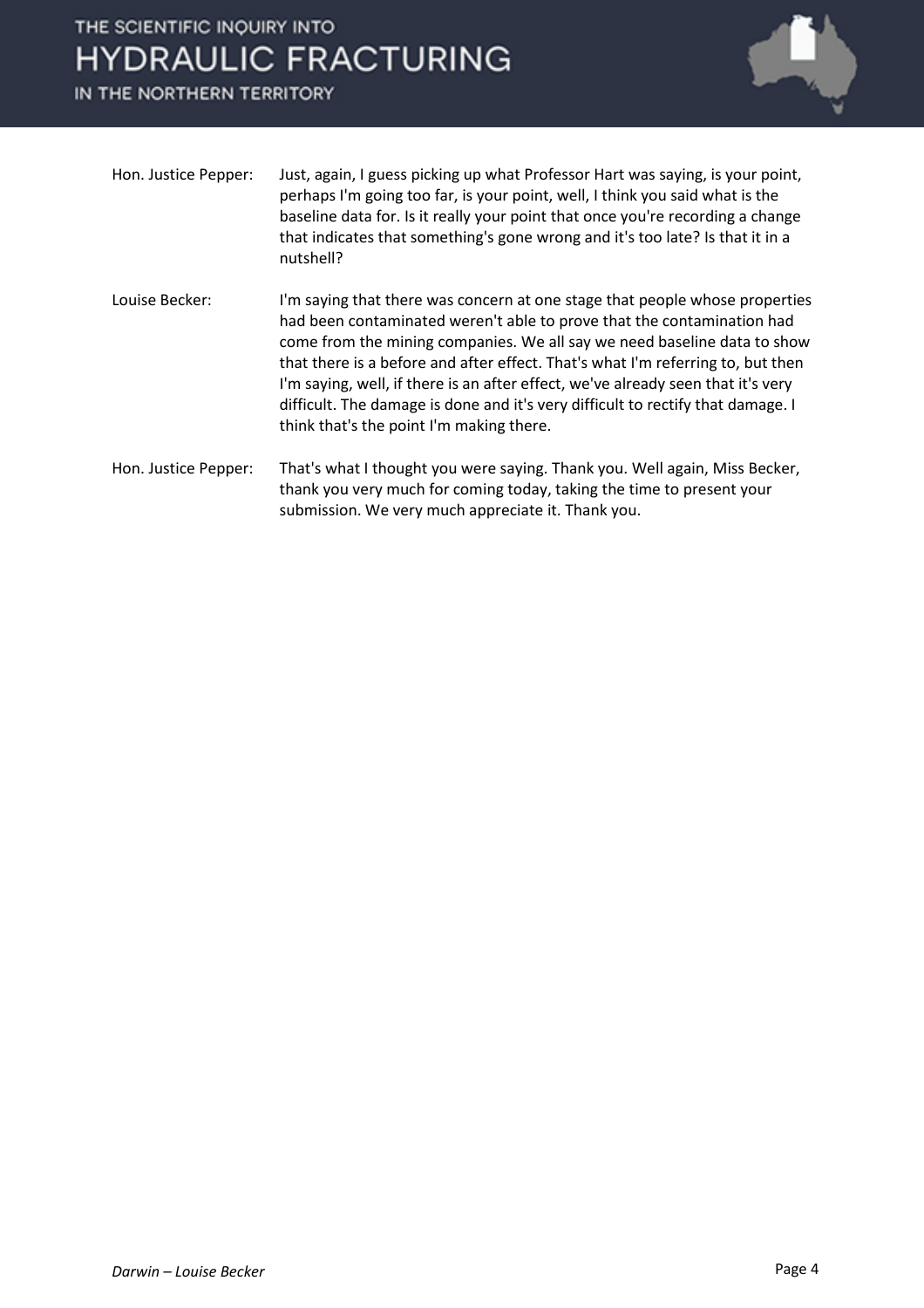Hon. Justice Pepper: Just, again, I guess picking up what Professor Hart was saying, is your point, perhaps I'm going too far, is your point, well, I think you said what is the baseline data for. Is it really your point that once you're recording a change that indicates that something's gone wrong and it's too late? Is that it in a nutshell?

Louise Becker: I'm saying that there was concern at one stage that people whose properties had been contaminated weren't able to prove that the contamination had come from the mining companies. We all say we need baseline data to show that there is a before and after effect. That's what I'm referring to, but then I'm saying, well, if there is an after effect, we've already seen that it's very difficult. The damage is done and it's very difficult to rectify that damage. I think that's the point I'm making there.

Hon. Justice Pepper: That's what I thought you were saying. Thank you. Well again, Miss Becker, thank you very much for coming today, taking the time to present your submission. We very much appreciate it. Thank you.